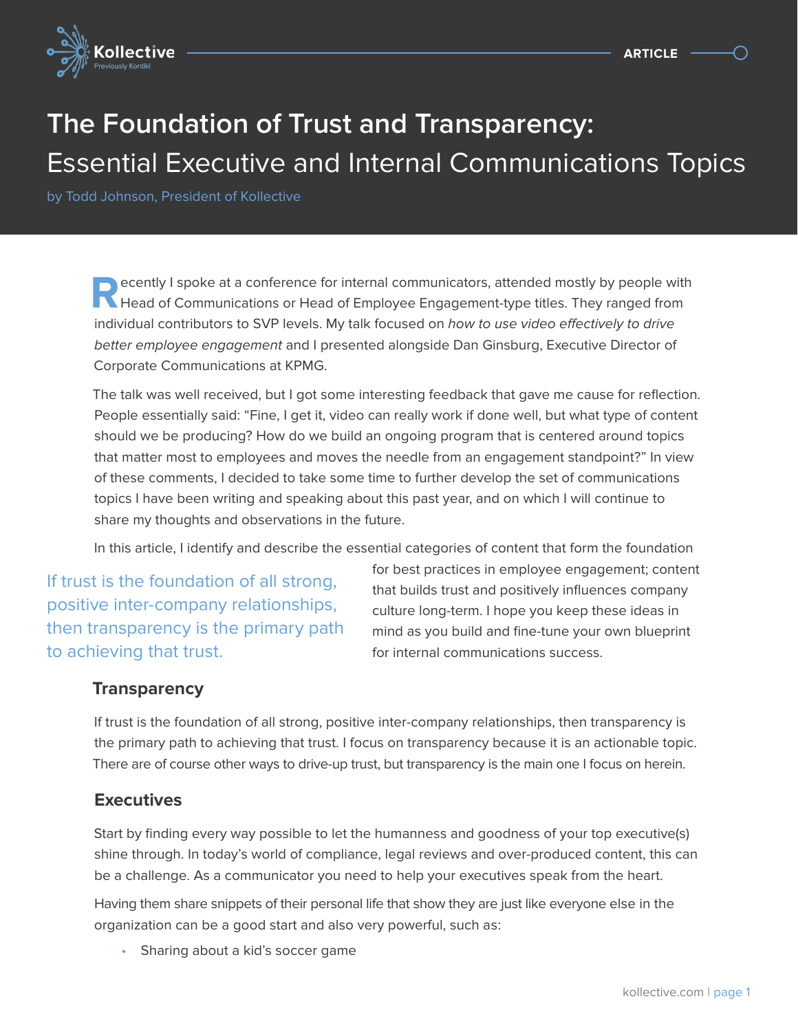# The Foundation of Trust and Transparency: Essential Executive and Internal Communications Topics

by Todd Johnson, President of Kollective

Recently I spoke at a conference for internal communicators, attended mostly by people with Head of Communications or Head of Employee Engagement-type titles. They ranged from individual contributors to SVP levels. My talk focused on *how to use video effectively to drive better employee engagement* and I presented alongside Dan Ginsburg, Executive Director of Corporate Communications at KPMG.

The talk was well received, but I got some interesting feedback that gave me cause for reflection. People essentially said: “Fine, I get it, video can really work if done well, but what type of content should we be producing? How do we build an ongoing program that is centered around topics that matter most to employees and moves the needle from an engagement standpoint?” In view of these comments, I decided to take some time to further develop the set of communications topics I have been writing and speaking about this past year, and on which I will continue to share my thoughts and observations in the future.

In this article, I identify and describe the essential categories of content that form the foundation for best practices in employee engagement; content that builds trust and positively influences company culture long-term. I hope you keep these ideas in mind as you build and fine-tune your own blueprint for internal communications success.

> If trust is the foundation of all strong, positive inter-company relationships, then transparency is the primary path to achieving that trust.

## Transparency

If trust is the foundation of all strong, positive inter-company relationships, then transparency is the primary path to achieving that trust. I focus on transparency because it is an actionable topic. There are of course other ways to drive-up trust, but transparency is the main one I focus on herein.

## Executives

Start by finding every way possible to let the humanness and goodness of your top executive(s) shine through. In today’s world of compliance, legal reviews and over-produced content, this can be a challenge. As a communicator you need to help your executives speak from the heart.

Having them share snippets of their personal life that show they are just like everyone else in the organization can be a good start and also very powerful, such as:

- Sharing about a kid’s soccer game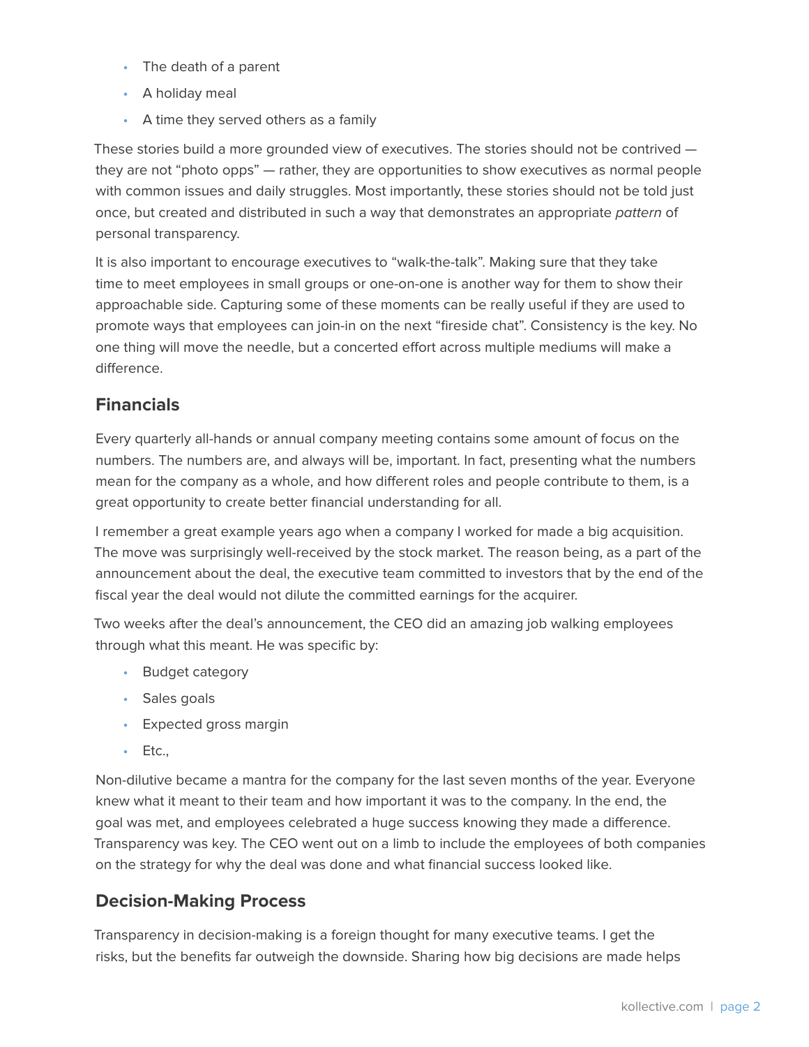- The death of a parent
- A holiday meal
- A time they served others as a family

These stories build a more grounded view of executives. The stories should not be contrived — they are not "photo opps" — rather, they are opportunities to show executives as normal people with common issues and daily struggles. Most importantly, these stories should not be told just once, but created and distributed in such a way that demonstrates an appropriate *pattern* of personal transparency.

It is also important to encourage executives to "walk-the-talk". Making sure that they take time to meet employees in small groups or one-on-one is another way for them to show their approachable side. Capturing some of these moments can be really useful if they are used to promote ways that employees can join-in on the next "fireside chat". Consistency is the key. No one thing will move the needle, but a concerted effort across multiple mediums will make a difference.

## Financials

Every quarterly all-hands or annual company meeting contains some amount of focus on the numbers. The numbers are, and always will be, important. In fact, presenting what the numbers mean for the company as a whole, and how different roles and people contribute to them, is a great opportunity to create better financial understanding for all.

I remember a great example years ago when a company I worked for made a big acquisition. The move was surprisingly well-received by the stock market. The reason being, as a part of the announcement about the deal, the executive team committed to investors that by the end of the fiscal year the deal would not dilute the committed earnings for the acquirer.

Two weeks after the deal's announcement, the CEO did an amazing job walking employees through what this meant. He was specific by:

- Budget category
- Sales goals
- Expected gross margin
- Etc.,

Non-dilutive became a mantra for the company for the last seven months of the year. Everyone knew what it meant to their team and how important it was to the company. In the end, the goal was met, and employees celebrated a huge success knowing they made a difference. Transparency was key. The CEO went out on a limb to include the employees of both companies on the strategy for why the deal was done and what financial success looked like.

## Decision-Making Process

Transparency in decision-making is a foreign thought for many executive teams. I get the risks, but the benefits far outweigh the downside. Sharing how big decisions are made helps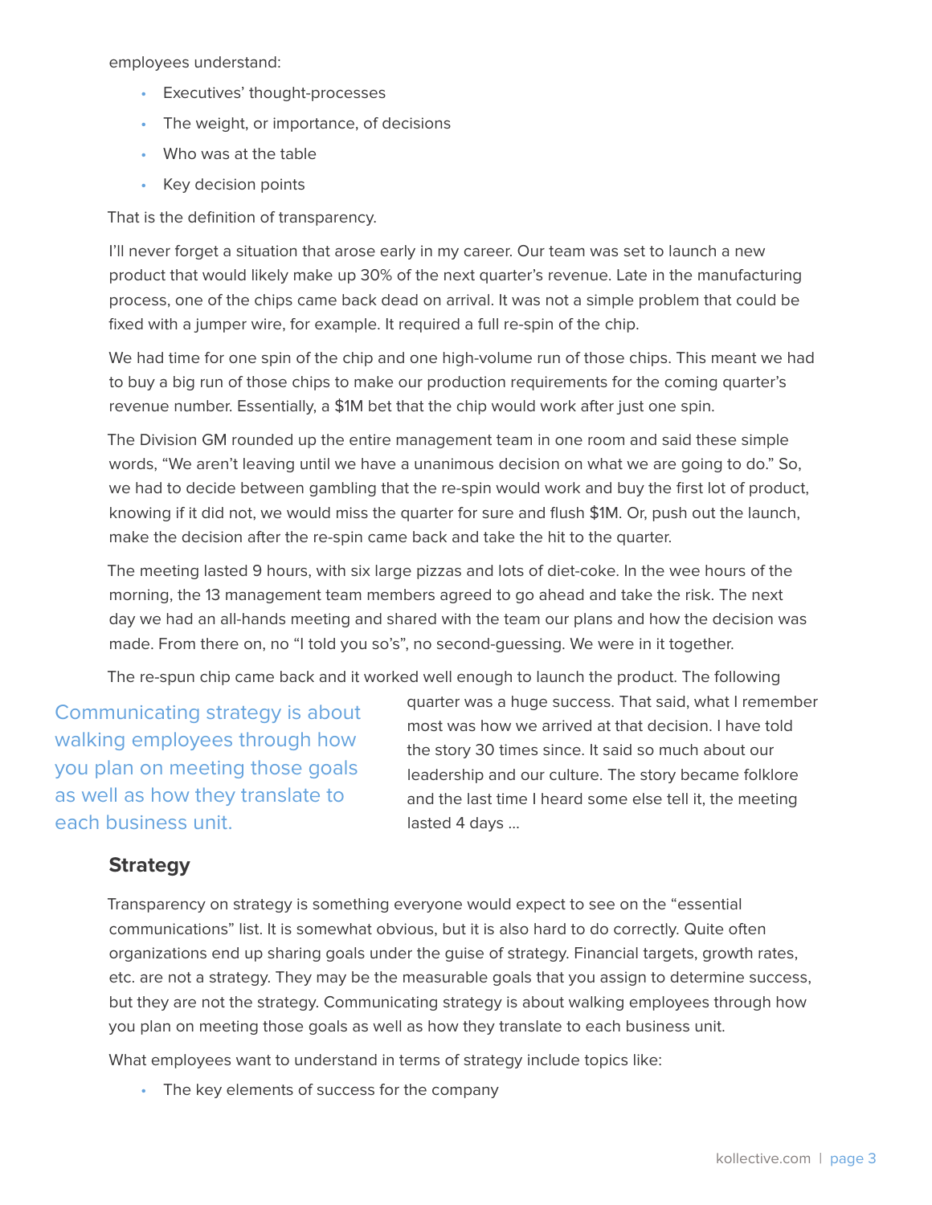employees understand:

- Executives' thought-processes
- The weight, or importance, of decisions
- Who was at the table
- Key decision points

That is the definition of transparency.

I'll never forget a situation that arose early in my career. Our team was set to launch a new product that would likely make up 30% of the next quarter's revenue. Late in the manufacturing process, one of the chips came back dead on arrival. It was not a simple problem that could be fixed with a jumper wire, for example. It required a full re-spin of the chip.

We had time for one spin of the chip and one high-volume run of those chips. This meant we had to buy a big run of those chips to make our production requirements for the coming quarter's revenue number. Essentially, a $1M bet that the chip would work after just one spin.

The Division GM rounded up the entire management team in one room and said these simple words, "We aren't leaving until we have a unanimous decision on what we are going to do." So, we had to decide between gambling that the re-spin would work and buy the first lot of product, knowing if it did not, we would miss the quarter for sure and flush $1M. Or, push out the launch, make the decision after the re-spin came back and take the hit to the quarter.

The meeting lasted 9 hours, with six large pizzas and lots of diet-coke. In the wee hours of the morning, the 13 management team members agreed to go ahead and take the risk. The next day we had an all-hands meeting and shared with the team our plans and how the decision was made. From there on, no "I told you so's", no second-guessing. We were in it together.

The re-spun chip came back and it worked well enough to launch the product. The following quarter was a huge success. That said, what I remember most was how we arrived at that decision. I have told the story 30 times since. It said so much about our leadership and our culture. The story became folklore and the last time I heard some else tell it, the meeting lasted 4 days ...

> Communicating strategy is about walking employees through how you plan on meeting those goals as well as how they translate to each business unit.

## Strategy

Transparency on strategy is something everyone would expect to see on the "essential communications" list. It is somewhat obvious, but it is also hard to do correctly. Quite often organizations end up sharing goals under the guise of strategy. Financial targets, growth rates, etc. are not a strategy. They may be the measurable goals that you assign to determine success, but they are not the strategy. Communicating strategy is about walking employees through how you plan on meeting those goals as well as how they translate to each business unit.

What employees want to understand in terms of strategy include topics like:

- The key elements of success for the company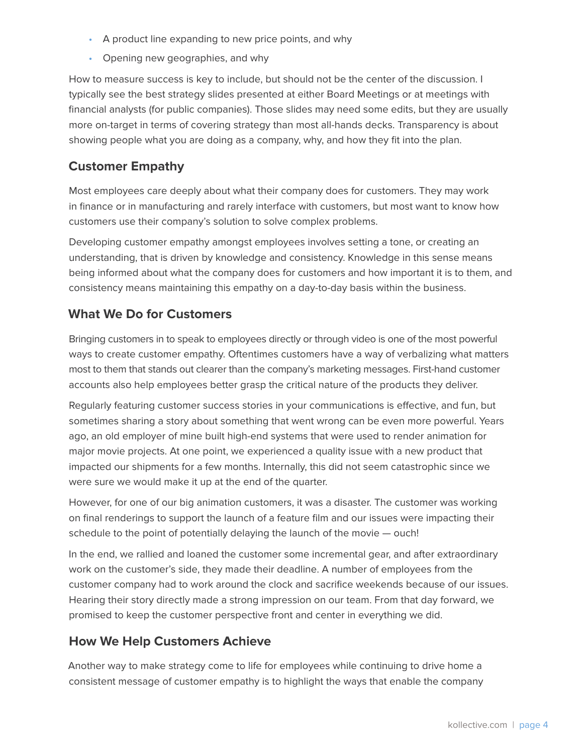- A product line expanding to new price points, and why
- Opening new geographies, and why

How to measure success is key to include, but should not be the center of the discussion. I typically see the best strategy slides presented at either Board Meetings or at meetings with financial analysts (for public companies). Those slides may need some edits, but they are usually more on-target in terms of covering strategy than most all-hands decks. Transparency is about showing people what you are doing as a company, why, and how they fit into the plan.

## Customer Empathy

Most employees care deeply about what their company does for customers. They may work in finance or in manufacturing and rarely interface with customers, but most want to know how customers use their company's solution to solve complex problems.

Developing customer empathy amongst employees involves setting a tone, or creating an understanding, that is driven by knowledge and consistency. Knowledge in this sense means being informed about what the company does for customers and how important it is to them, and consistency means maintaining this empathy on a day-to-day basis within the business.

## What We Do for Customers

Bringing customers in to speak to employees directly or through video is one of the most powerful ways to create customer empathy. Oftentimes customers have a way of verbalizing what matters most to them that stands out clearer than the company's marketing messages. First-hand customer accounts also help employees better grasp the critical nature of the products they deliver.

Regularly featuring customer success stories in your communications is effective, and fun, but sometimes sharing a story about something that went wrong can be even more powerful. Years ago, an old employer of mine built high-end systems that were used to render animation for major movie projects. At one point, we experienced a quality issue with a new product that impacted our shipments for a few months. Internally, this did not seem catastrophic since we were sure we would make it up at the end of the quarter.

However, for one of our big animation customers, it was a disaster. The customer was working on final renderings to support the launch of a feature film and our issues were impacting their schedule to the point of potentially delaying the launch of the movie — ouch!

In the end, we rallied and loaned the customer some incremental gear, and after extraordinary work on the customer's side, they made their deadline. A number of employees from the customer company had to work around the clock and sacrifice weekends because of our issues. Hearing their story directly made a strong impression on our team. From that day forward, we promised to keep the customer perspective front and center in everything we did.

## How We Help Customers Achieve

Another way to make strategy come to life for employees while continuing to drive home a consistent message of customer empathy is to highlight the ways that enable the company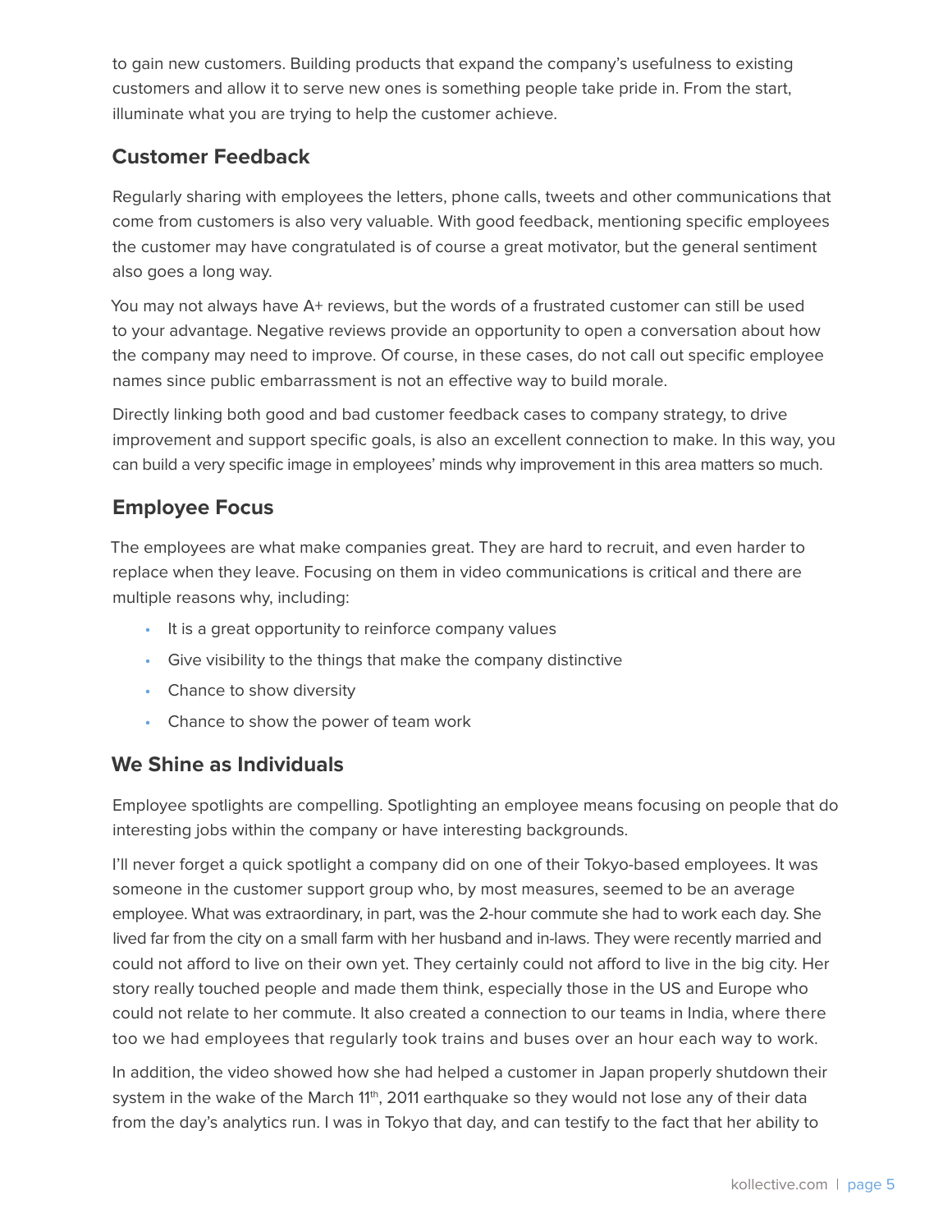to gain new customers. Building products that expand the company's usefulness to existing customers and allow it to serve new ones is something people take pride in. From the start, illuminate what you are trying to help the customer achieve.

### Customer Feedback

Regularly sharing with employees the letters, phone calls, tweets and other communications that come from customers is also very valuable. With good feedback, mentioning specific employees the customer may have congratulated is of course a great motivator, but the general sentiment also goes a long way.

You may not always have A+ reviews, but the words of a frustrated customer can still be used to your advantage. Negative reviews provide an opportunity to open a conversation about how the company may need to improve. Of course, in these cases, do not call out specific employee names since public embarrassment is not an effective way to build morale.

Directly linking both good and bad customer feedback cases to company strategy, to drive improvement and support specific goals, is also an excellent connection to make. In this way, you can build a very specific image in employees' minds why improvement in this area matters so much.

### Employee Focus

The employees are what make companies great. They are hard to recruit, and even harder to replace when they leave. Focusing on them in video communications is critical and there are multiple reasons why, including:

- It is a great opportunity to reinforce company values
- Give visibility to the things that make the company distinctive
- Chance to show diversity
- Chance to show the power of team work

### We Shine as Individuals

Employee spotlights are compelling. Spotlighting an employee means focusing on people that do interesting jobs within the company or have interesting backgrounds.

I'll never forget a quick spotlight a company did on one of their Tokyo-based employees. It was someone in the customer support group who, by most measures, seemed to be an average employee. What was extraordinary, in part, was the 2-hour commute she had to work each day. She lived far from the city on a small farm with her husband and in-laws. They were recently married and could not afford to live on their own yet. They certainly could not afford to live in the big city. Her story really touched people and made them think, especially those in the US and Europe who could not relate to her commute. It also created a connection to our teams in India, where there too we had employees that regularly took trains and buses over an hour each way to work.

In addition, the video showed how she had helped a customer in Japan properly shutdown their system in the wake of the March 11th, 2011 earthquake so they would not lose any of their data from the day's analytics run. I was in Tokyo that day, and can testify to the fact that her ability to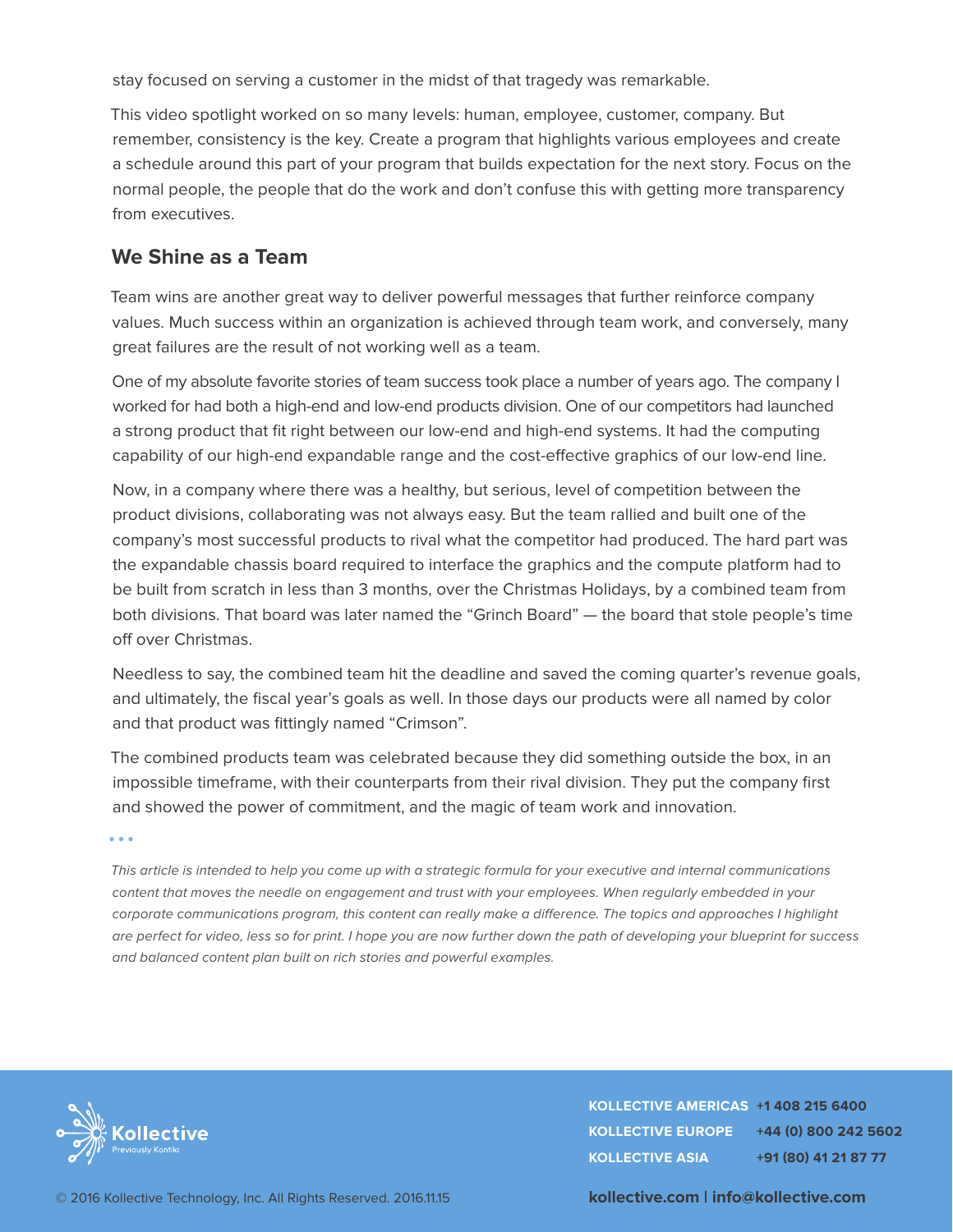stay focused on serving a customer in the midst of that tragedy was remarkable.

This video spotlight worked on so many levels: human, employee, customer, company. But remember, consistency is the key. Create a program that highlights various employees and create a schedule around this part of your program that builds expectation for the next story. Focus on the normal people, the people that do the work and don't confuse this with getting more transparency from executives.

## We Shine as a Team

Team wins are another great way to deliver powerful messages that further reinforce company values. Much success within an organization is achieved through team work, and conversely, many great failures are the result of not working well as a team.

One of my absolute favorite stories of team success took place a number of years ago. The company I worked for had both a high-end and low-end products division. One of our competitors had launched a strong product that fit right between our low-end and high-end systems. It had the computing capability of our high-end expandable range and the cost-effective graphics of our low-end line.

Now, in a company where there was a healthy, but serious, level of competition between the product divisions, collaborating was not always easy. But the team rallied and built one of the company's most successful products to rival what the competitor had produced. The hard part was the expandable chassis board required to interface the graphics and the compute platform had to be built from scratch in less than 3 months, over the Christmas Holidays, by a combined team from both divisions. That board was later named the "Grinch Board" — the board that stole people's time off over Christmas.

Needless to say, the combined team hit the deadline and saved the coming quarter's revenue goals, and ultimately, the fiscal year's goals as well. In those days our products were all named by color and that product was fittingly named "Crimson".

The combined products team was celebrated because they did something outside the box, in an impossible timeframe, with their counterparts from their rival division. They put the company first and showed the power of commitment, and the magic of team work and innovation.

• • •

*This article is intended to help you come up with a strategic formula for your executive and internal communications content that moves the needle on engagement and trust with your employees. When regularly embedded in your corporate communications program, this content can really make a difference. The topics and approaches I highlight are perfect for video, less so for print. I hope you are now further down the path of developing your blueprint for success and balanced content plan built on rich stories and powerful examples.*

Kollective
Previously Kontiki

| | |
|---|---|
| **KOLLECTIVE AMERICAS** | **+1 408 215 6400** |
| **KOLLECTIVE EUROPE** | **+44 (0) 800 242 5602** |
| **KOLLECTIVE ASIA** | **+91 (80) 41 21 87 77** |

© 2016 Kollective Technology, Inc. All Rights Reserved. 2016.11.15

**kollective.com | info@kollective.com**